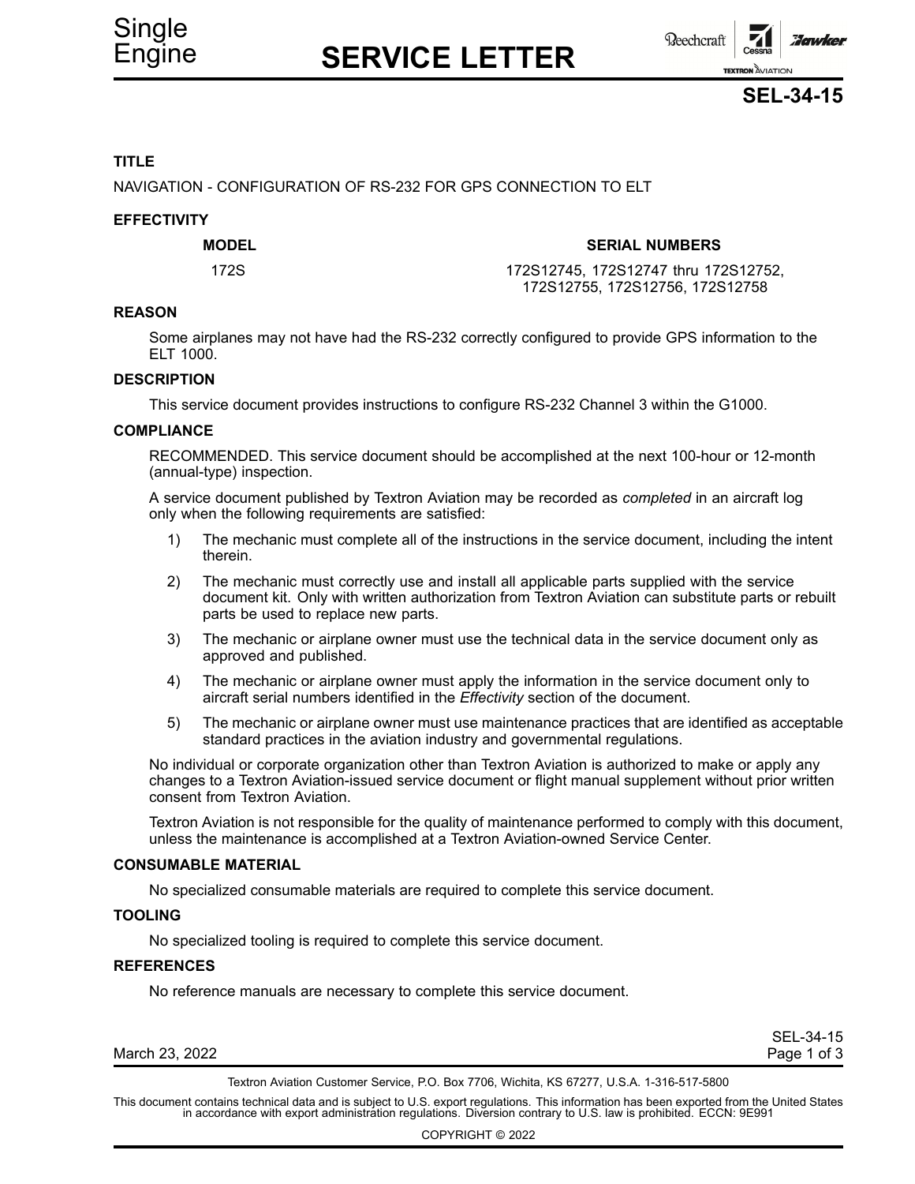Single Engine

# SERVICE LETTER

**SEL-34-15**

## TITLE

NAVIGATION - CONFIGURATION OF RS-232 FOR GPS CONNECTION TO ELT

## EFFECTIVITY

| MODEL | SERIAL NUMBERS |
|---|---|
| 172S | 172S12745, 172S12747 thru 172S12752, 172S12755, 172S12756, 172S12758 |

## REASON

Some airplanes may not have had the RS-232 correctly configured to provide GPS information to the ELT 1000.

## DESCRIPTION

This service document provides instructions to configure RS-232 Channel 3 within the G1000.

## COMPLIANCE

RECOMMENDED. This service document should be accomplished at the next 100-hour or 12-month (annual-type) inspection.

A service document published by Textron Aviation may be recorded as *completed* in an aircraft log only when the following requirements are satisfied:

1) The mechanic must complete all of the instructions in the service document, including the intent therein.
2) The mechanic must correctly use and install all applicable parts supplied with the service document kit. Only with written authorization from Textron Aviation can substitute parts or rebuilt parts be used to replace new parts.
3) The mechanic or airplane owner must use the technical data in the service document only as approved and published.
4) The mechanic or airplane owner must apply the information in the service document only to aircraft serial numbers identified in the *Effectivity* section of the document.
5) The mechanic or airplane owner must use maintenance practices that are identified as acceptable standard practices in the aviation industry and governmental regulations.

No individual or corporate organization other than Textron Aviation is authorized to make or apply any changes to a Textron Aviation-issued service document or flight manual supplement without prior written consent from Textron Aviation.

Textron Aviation is not responsible for the quality of maintenance performed to comply with this document, unless the maintenance is accomplished at a Textron Aviation-owned Service Center.

## CONSUMABLE MATERIAL

No specialized consumable materials are required to complete this service document.

## TOOLING

No specialized tooling is required to complete this service document.

## REFERENCES

No reference manuals are necessary to complete this service document.

March 23, 2022

Textron Aviation Customer Service, P.O. Box 7706, Wichita, KS 67277, U.S.A. 1-316-517-5800

This document contains technical data and is subject to U.S. export regulations. This information has been exported from the United States in accordance with export administration regulations. Diversion contrary to U.S. law is prohibited. ECCN: 9E991

COPYRIGHT © 2022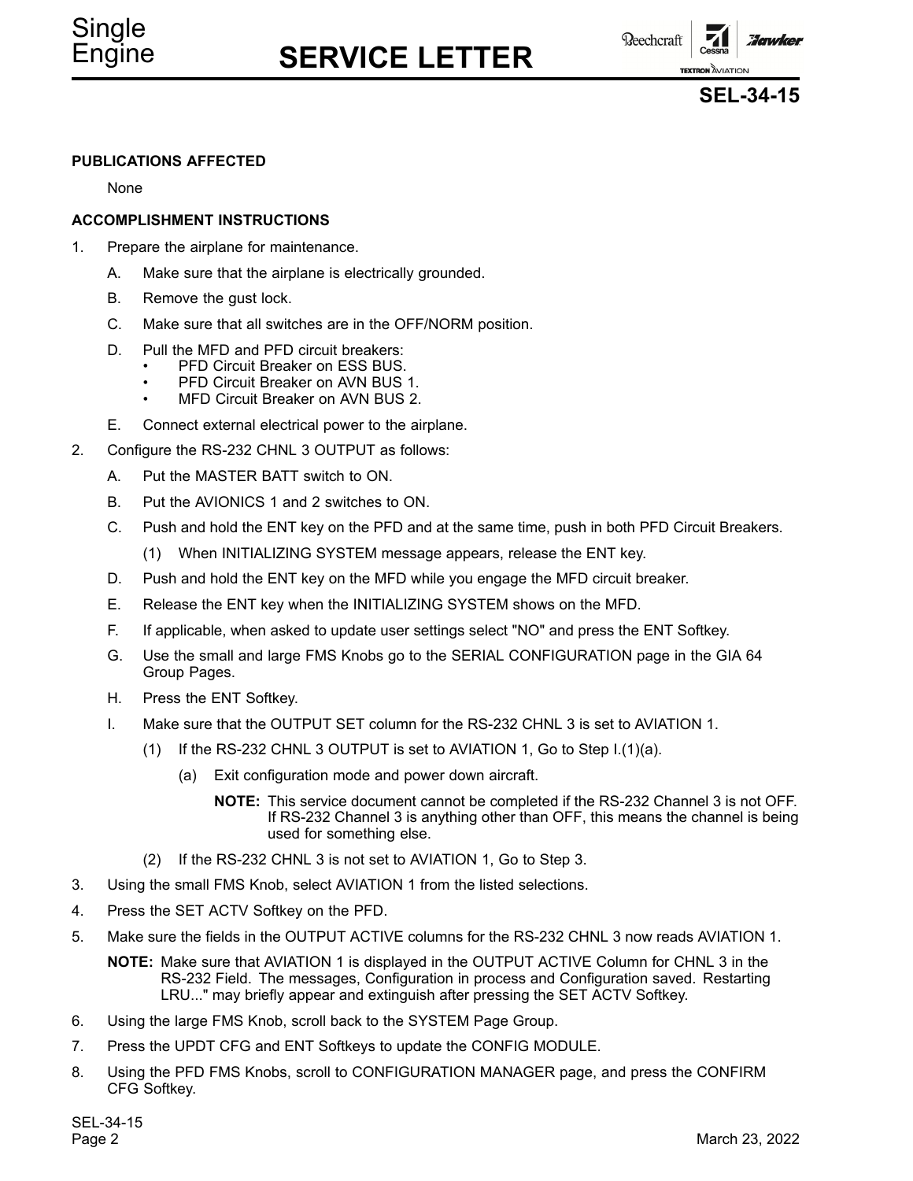**PUBLICATIONS AFFECTED**

None

**ACCOMPLISHMENT INSTRUCTIONS**

1. Prepare the airplane for maintenance.

   A. Make sure that the airplane is electrically grounded.

   B. Remove the gust lock.

   C. Make sure that all switches are in the OFF/NORM position.

   D. Pull the MFD and PFD circuit breakers:
      - PFD Circuit Breaker on ESS BUS.
      - PFD Circuit Breaker on AVN BUS 1.
      - MFD Circuit Breaker on AVN BUS 2.

   E. Connect external electrical power to the airplane.

2. Configure the RS-232 CHNL 3 OUTPUT as follows:

   A. Put the MASTER BATT switch to ON.

   B. Put the AVIONICS 1 and 2 switches to ON.

   C. Push and hold the ENT key on the PFD and at the same time, push in both PFD Circuit Breakers.

      (1) When INITIALIZING SYSTEM message appears, release the ENT key.

   D. Push and hold the ENT key on the MFD while you engage the MFD circuit breaker.

   E. Release the ENT key when the INITIALIZING SYSTEM shows on the MFD.

   F. If applicable, when asked to update user settings select "NO" and press the ENT Softkey.

   G. Use the small and large FMS Knobs go to the SERIAL CONFIGURATION page in the GIA 64 Group Pages.

   H. Press the ENT Softkey.

   I. Make sure that the OUTPUT SET column for the RS-232 CHNL 3 is set to AVIATION 1.

      (1) If the RS-232 CHNL 3 OUTPUT is set to AVIATION 1, Go to Step I.(1)(a).

         (a) Exit configuration mode and power down aircraft.

            **NOTE:** This service document cannot be completed if the RS-232 Channel 3 is not OFF. If RS-232 Channel 3 is anything other than OFF, this means the channel is being used for something else.

      (2) If the RS-232 CHNL 3 is not set to AVIATION 1, Go to Step 3.

3. Using the small FMS Knob, select AVIATION 1 from the listed selections.

4. Press the SET ACTV Softkey on the PFD.

5. Make sure the fields in the OUTPUT ACTIVE columns for the RS-232 CHNL 3 now reads AVIATION 1.

   **NOTE:** Make sure that AVIATION 1 is displayed in the OUTPUT ACTIVE Column for CHNL 3 in the RS-232 Field. The messages, Configuration in process and Configuration saved. Restarting LRU..." may briefly appear and extinguish after pressing the SET ACTV Softkey.

6. Using the large FMS Knob, scroll back to the SYSTEM Page Group.

7. Press the UPDT CFG and ENT Softkeys to update the CONFIG MODULE.

8. Using the PFD FMS Knobs, scroll to CONFIGURATION MANAGER page, and press the CONFIRM CFG Softkey.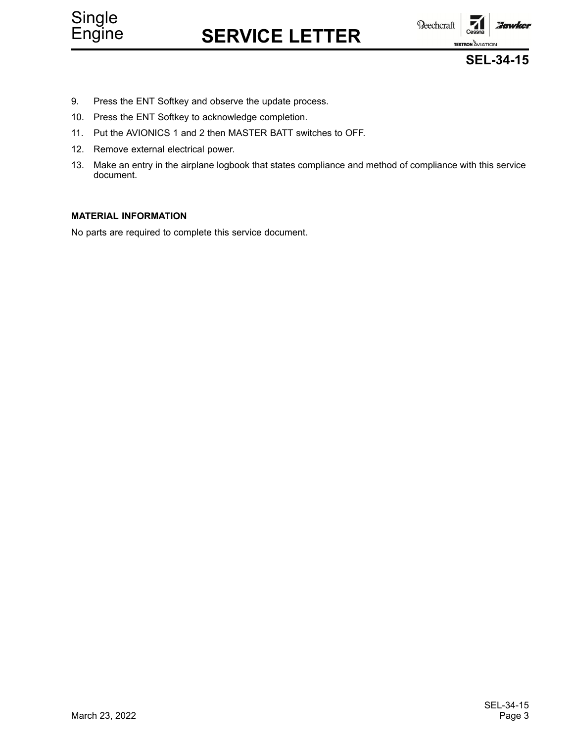9. Press the ENT Softkey and observe the update process.
10. Press the ENT Softkey to acknowledge completion.
11. Put the AVIONICS 1 and 2 then MASTER BATT switches to OFF.
12. Remove external electrical power.
13. Make an entry in the airplane logbook that states compliance and method of compliance with this service document.

**MATERIAL INFORMATION**

No parts are required to complete this service document.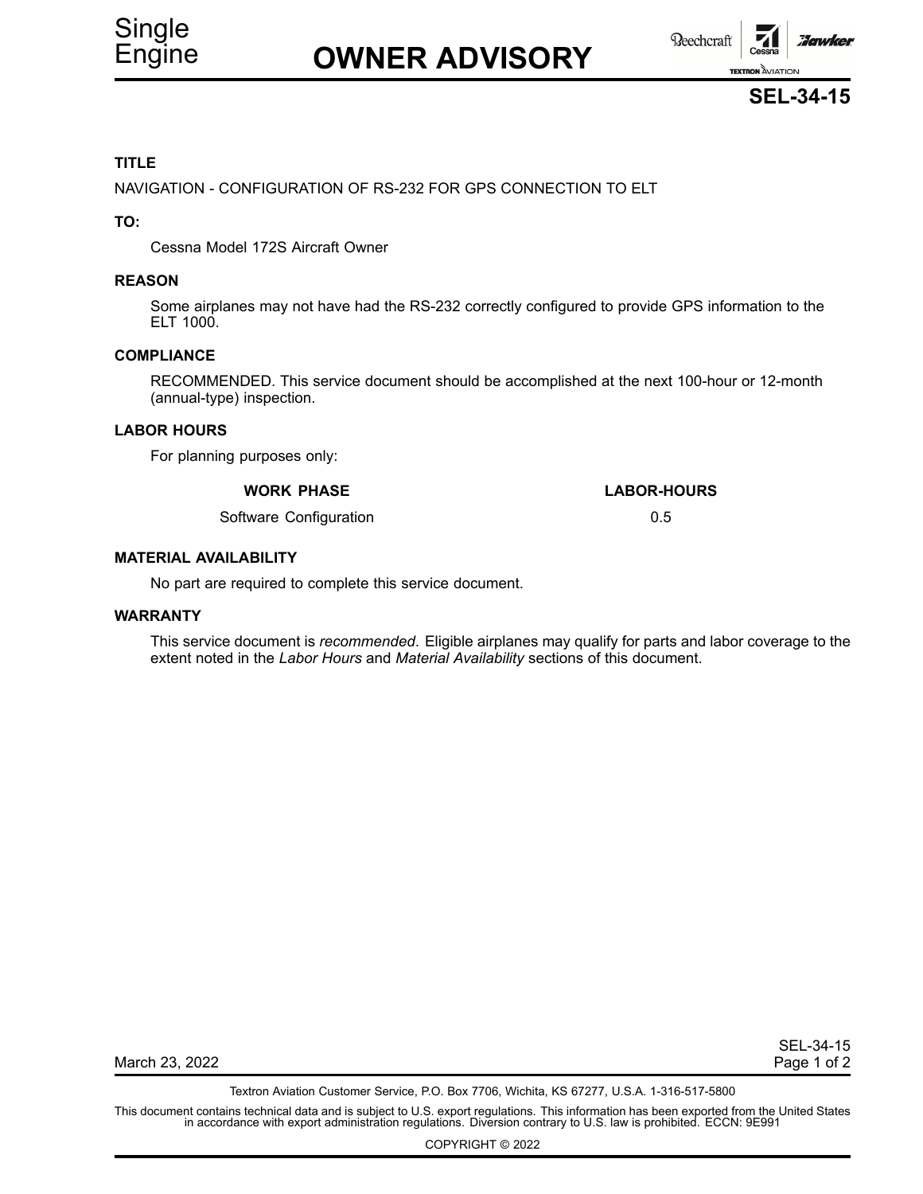# OWNER ADVISORY

## SEL-34-15

### TITLE

NAVIGATION - CONFIGURATION OF RS-232 FOR GPS CONNECTION TO ELT

### TO:

Cessna Model 172S Aircraft Owner

### REASON

Some airplanes may not have had the RS-232 correctly configured to provide GPS information to the ELT 1000.

### COMPLIANCE

RECOMMENDED. This service document should be accomplished at the next 100-hour or 12-month (annual-type) inspection.

### LABOR HOURS

For planning purposes only:

| WORK PHASE | LABOR-HOURS |
|---|---|
| Software Configuration | 0.5 |

### MATERIAL AVAILABILITY

No part are required to complete this service document.

### WARRANTY

This service document is *recommended*. Eligible airplanes may qualify for parts and labor coverage to the extent noted in the *Labor Hours* and *Material Availability* sections of this document.

March 23, 2022

Textron Aviation Customer Service, P.O. Box 7706, Wichita, KS 67277, U.S.A. 1-316-517-5800

This document contains technical data and is subject to U.S. export regulations. This information has been exported from the United States in accordance with export administration regulations. Diversion contrary to U.S. law is prohibited. ECCN: 9E991

COPYRIGHT © 2022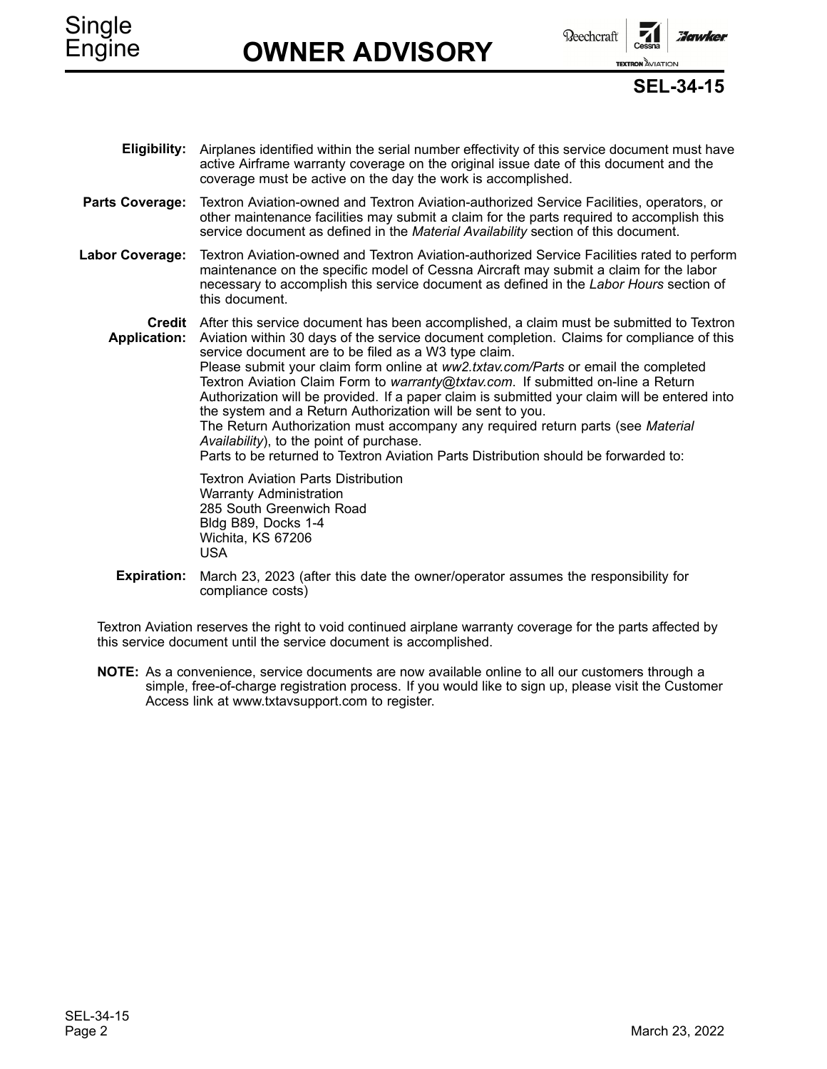**Eligibility:** Airplanes identified within the serial number effectivity of this service document must have active Airframe warranty coverage on the original issue date of this document and the coverage must be active on the day the work is accomplished.

**Parts Coverage:** Textron Aviation-owned and Textron Aviation-authorized Service Facilities, operators, or other maintenance facilities may submit a claim for the parts required to accomplish this service document as defined in the *Material Availability* section of this document.

**Labor Coverage:** Textron Aviation-owned and Textron Aviation-authorized Service Facilities rated to perform maintenance on the specific model of Cessna Aircraft may submit a claim for the labor necessary to accomplish this service document as defined in the *Labor Hours* section of this document.

**Credit Application:** After this service document has been accomplished, a claim must be submitted to Textron Aviation within 30 days of the service document completion. Claims for compliance of this service document are to be filed as a W3 type claim.
Please submit your claim form online at *ww2.txtav.com/Parts* or email the completed Textron Aviation Claim Form to *warranty@txtav.com*. If submitted on-line a Return Authorization will be provided. If a paper claim is submitted your claim will be entered into the system and a Return Authorization will be sent to you.
The Return Authorization must accompany any required return parts (see *Material Availability*), to the point of purchase.
Parts to be returned to Textron Aviation Parts Distribution should be forwarded to:

Textron Aviation Parts Distribution
Warranty Administration
285 South Greenwich Road
Bldg B89, Docks 1-4
Wichita, KS 67206
USA

**Expiration:** March 23, 2023 (after this date the owner/operator assumes the responsibility for compliance costs)

Textron Aviation reserves the right to void continued airplane warranty coverage for the parts affected by this service document until the service document is accomplished.

**NOTE:** As a convenience, service documents are now available online to all our customers through a simple, free-of-charge registration process. If you would like to sign up, please visit the Customer Access link at www.txtavsupport.com to register.